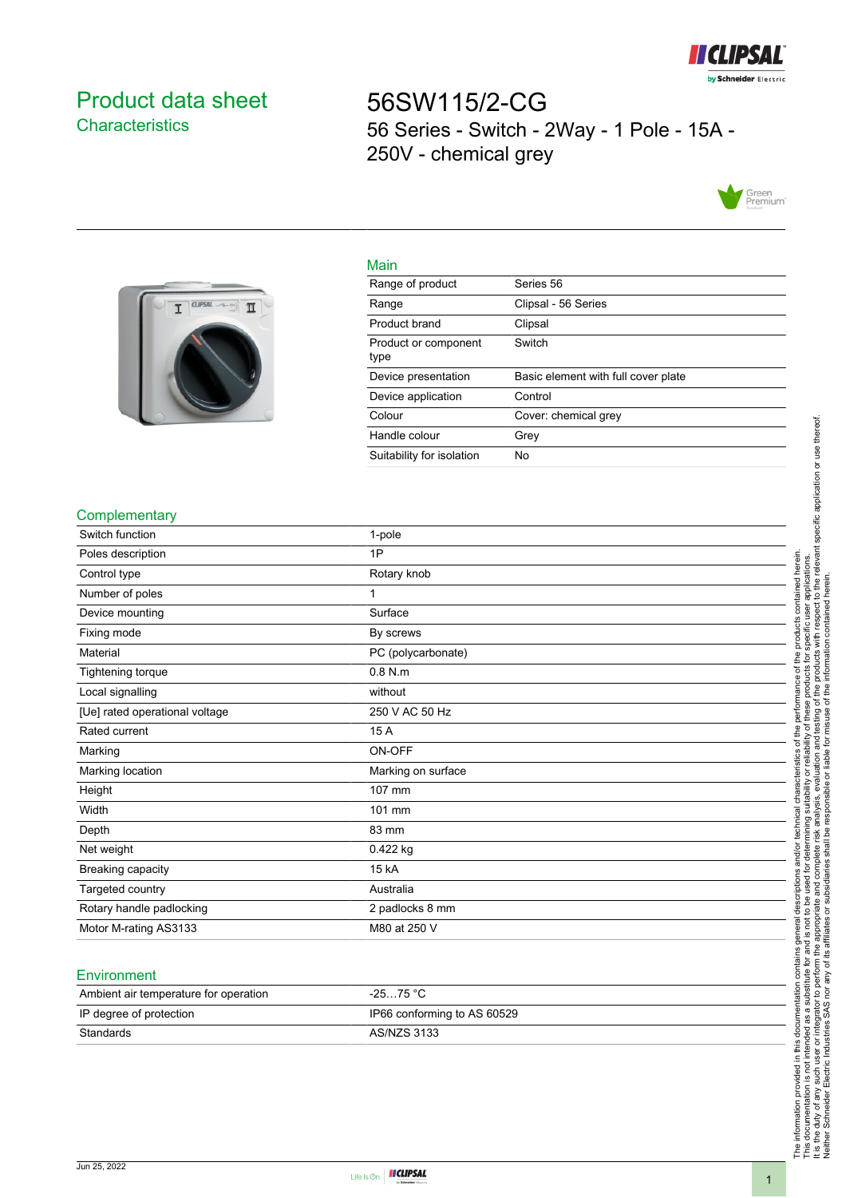# Product data sheet
## Characteristics

# 56SW115/2-CG
56 Series - Switch - 2Way - 1 Pole - 15A - 250V - chemical grey

## Main

| | |
|---|---|
| Range of product | Series 56 |
| Range | Clipsal - 56 Series |
| Product brand | Clipsal |
| Product or component type | Switch |
| Device presentation | Basic element with full cover plate |
| Device application | Control |
| Colour | Cover: chemical grey |
| Handle colour | Grey |
| Suitability for isolation | No |

## Complementary

| | |
|---|---|
| Switch function | 1-pole |
| Poles description | 1P |
| Control type | Rotary knob |
| Number of poles | 1 |
| Device mounting | Surface |
| Fixing mode | By screws |
| Material | PC (polycarbonate) |
| Tightening torque | 0.8 N.m |
| Local signalling | without |
| [Ue] rated operational voltage | 250 V AC 50 Hz |
| Rated current | 15 A |
| Marking | ON-OFF |
| Marking location | Marking on surface |
| Height | 107 mm |
| Width | 101 mm |
| Depth | 83 mm |
| Net weight | 0.422 kg |
| Breaking capacity | 15 kA |
| Targeted country | Australia |
| Rotary handle padlocking | 2 padlocks 8 mm |
| Motor M-rating AS3133 | M80 at 250 V |

## Environment

| | |
|---|---|
| Ambient air temperature for operation | -25…75 °C |
| IP degree of protection | IP66 conforming to AS 60529 |
| Standards | AS/NZS 3133 |

The information provided in this documentation contains general descriptions and/or technical characteristics of the performance of the products contained herein.
This documentation is not intended as a substitute for and is not to be used for determining suitability or reliability of these products for specific user applications.
It is the duty of any such user or integrator to perform the appropriate and complete risk analysis, evaluation and testing of the products with respect to the relevant specific application or use thereof.
Neither Schneider Electric Industries SAS nor any of its affiliates or subsidiaries shall be responsible or liable for misuse of the information contained herein.

Jun 25, 2022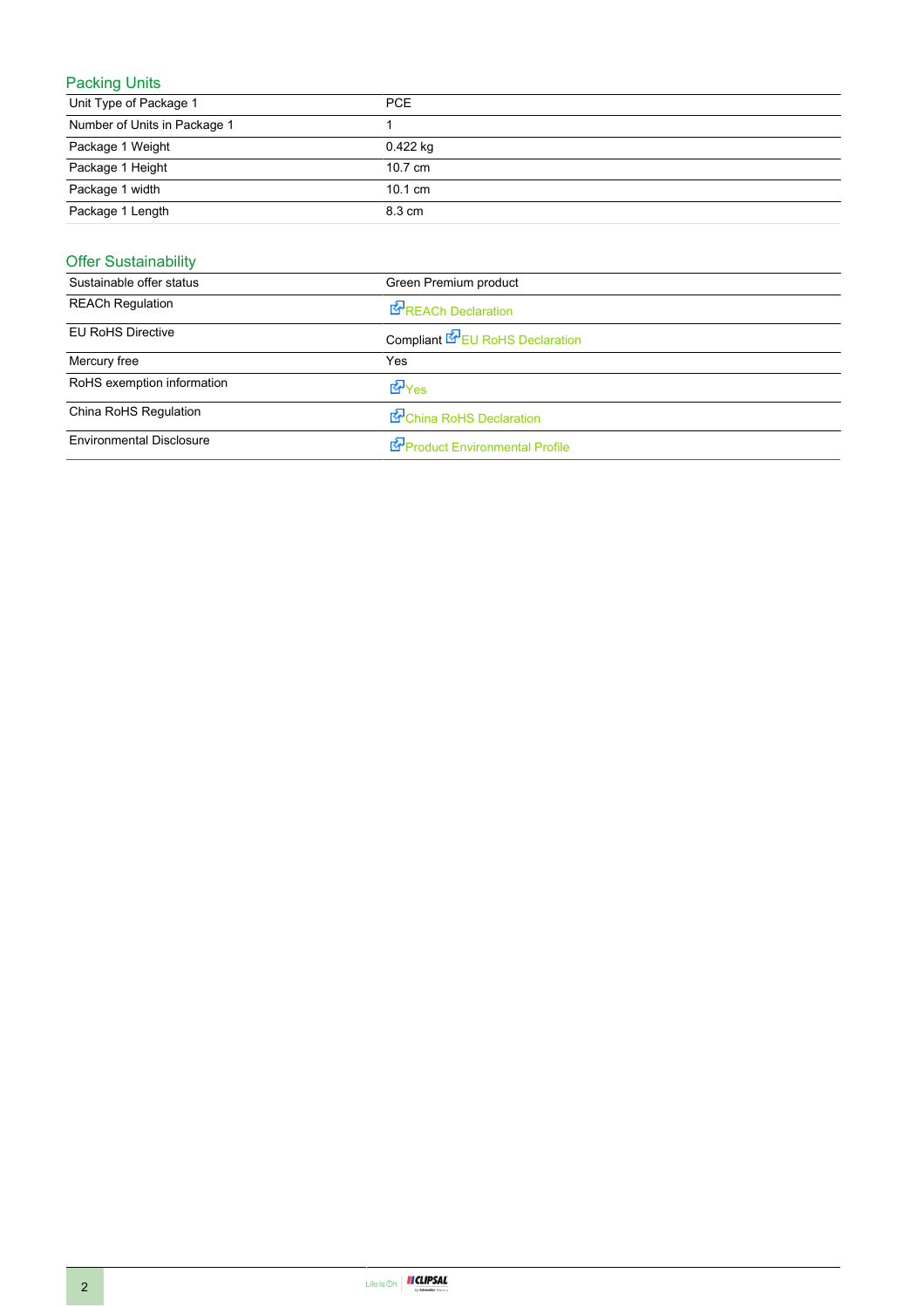## Packing Units

| | |
|---|---|
| Unit Type of Package 1 | PCE |
| Number of Units in Package 1 | 1 |
| Package 1 Weight | 0.422 kg |
| Package 1 Height | 10.7 cm |
| Package 1 width | 10.1 cm |
| Package 1 Length | 8.3 cm |

## Offer Sustainability

| | |
|---|---|
| Sustainable offer status | Green Premium product |
| REACh Regulation | REACh Declaration |
| EU RoHS Directive | Compliant EU RoHS Declaration |
| Mercury free | Yes |
| RoHS exemption information | Yes |
| China RoHS Regulation | China RoHS Declaration |
| Environmental Disclosure | Product Environmental Profile |